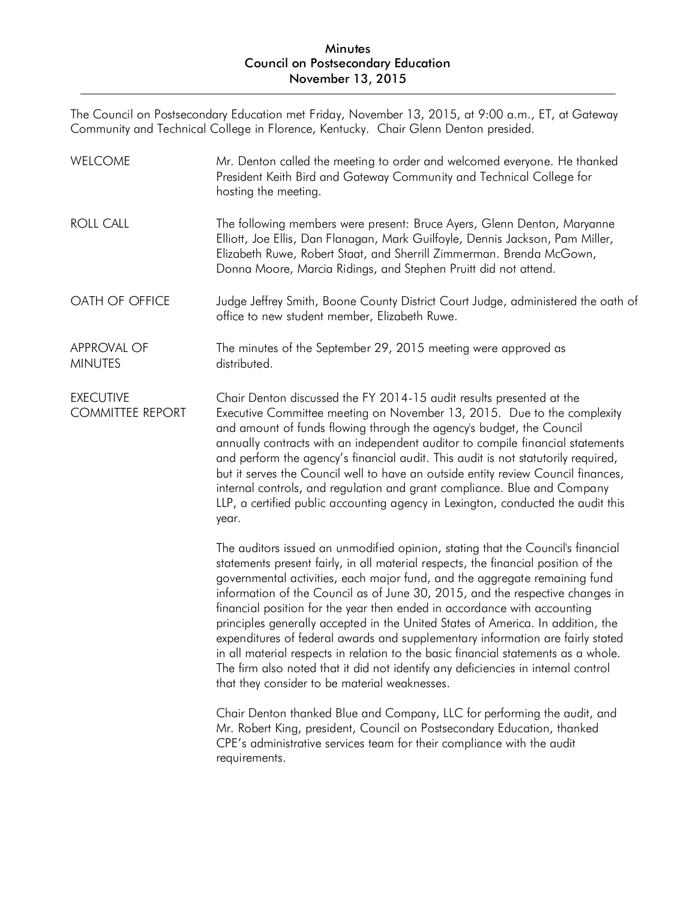# Minutes
## Council on Postsecondary Education
## November 13, 2015

The Council on Postsecondary Education met Friday, November 13, 2015, at 9:00 a.m., ET, at Gateway Community and Technical College in Florence, Kentucky. Chair Glenn Denton presided.

**WELCOME**

Mr. Denton called the meeting to order and welcomed everyone. He thanked President Keith Bird and Gateway Community and Technical College for hosting the meeting.

**ROLL CALL**

The following members were present: Bruce Ayers, Glenn Denton, Maryanne Elliott, Joe Ellis, Dan Flanagan, Mark Guilfoyle, Dennis Jackson, Pam Miller, Elizabeth Ruwe, Robert Staat, and Sherrill Zimmerman. Brenda McGown, Donna Moore, Marcia Ridings, and Stephen Pruitt did not attend.

**OATH OF OFFICE**

Judge Jeffrey Smith, Boone County District Court Judge, administered the oath of office to new student member, Elizabeth Ruwe.

**APPROVAL OF MINUTES**

The minutes of the September 29, 2015 meeting were approved as distributed.

**EXECUTIVE COMMITTEE REPORT**

Chair Denton discussed the FY 2014-15 audit results presented at the Executive Committee meeting on November 13, 2015. Due to the complexity and amount of funds flowing through the agency's budget, the Council annually contracts with an independent auditor to compile financial statements and perform the agency's financial audit. This audit is not statutorily required, but it serves the Council well to have an outside entity review Council finances, internal controls, and regulation and grant compliance. Blue and Company LLP, a certified public accounting agency in Lexington, conducted the audit this year.

The auditors issued an unmodified opinion, stating that the Council's financial statements present fairly, in all material respects, the financial position of the governmental activities, each major fund, and the aggregate remaining fund information of the Council as of June 30, 2015, and the respective changes in financial position for the year then ended in accordance with accounting principles generally accepted in the United States of America. In addition, the expenditures of federal awards and supplementary information are fairly stated in all material respects in relation to the basic financial statements as a whole. The firm also noted that it did not identify any deficiencies in internal control that they consider to be material weaknesses.

Chair Denton thanked Blue and Company, LLC for performing the audit, and Mr. Robert King, president, Council on Postsecondary Education, thanked CPE's administrative services team for their compliance with the audit requirements.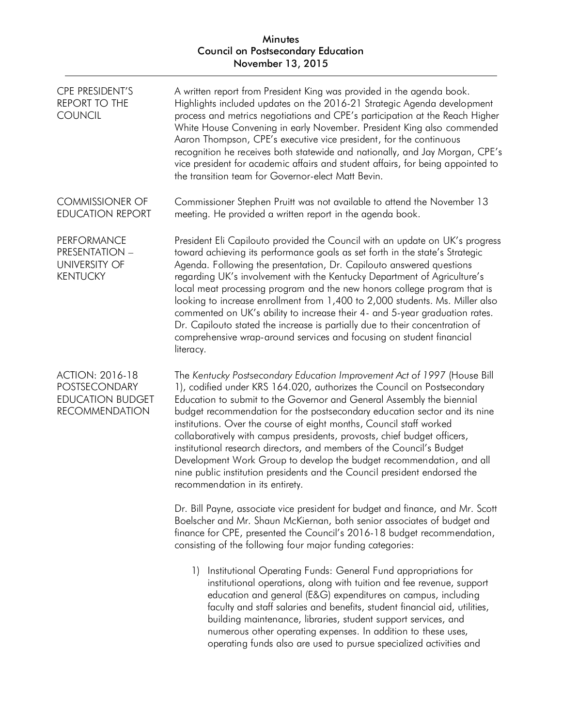## CPE PRESIDENT'S REPORT TO THE COUNCIL

A written report from President King was provided in the agenda book. Highlights included updates on the 2016-21 Strategic Agenda development process and metrics negotiations and CPE's participation at the Reach Higher White House Convening in early November. President King also commended Aaron Thompson, CPE's executive vice president, for the continuous recognition he receives both statewide and nationally, and Jay Morgan, CPE's vice president for academic affairs and student affairs, for being appointed to the transition team for Governor-elect Matt Bevin.

## COMMISSIONER OF EDUCATION REPORT

Commissioner Stephen Pruitt was not available to attend the November 13 meeting. He provided a written report in the agenda book.

## PERFORMANCE PRESENTATION – UNIVERSITY OF KENTUCKY

President Eli Capilouto provided the Council with an update on UK's progress toward achieving its performance goals as set forth in the state's Strategic Agenda. Following the presentation, Dr. Capilouto answered questions regarding UK's involvement with the Kentucky Department of Agriculture's local meat processing program and the new honors college program that is looking to increase enrollment from 1,400 to 2,000 students. Ms. Miller also commented on UK's ability to increase their 4- and 5-year graduation rates. Dr. Capilouto stated the increase is partially due to their concentration of comprehensive wrap-around services and focusing on student financial literacy.

## ACTION: 2016-18 POSTSECONDARY EDUCATION BUDGET RECOMMENDATION

The *Kentucky Postsecondary Education Improvement Act of 1997* (House Bill 1), codified under KRS 164.020, authorizes the Council on Postsecondary Education to submit to the Governor and General Assembly the biennial budget recommendation for the postsecondary education sector and its nine institutions. Over the course of eight months, Council staff worked collaboratively with campus presidents, provosts, chief budget officers, institutional research directors, and members of the Council's Budget Development Work Group to develop the budget recommendation, and all nine public institution presidents and the Council president endorsed the recommendation in its entirety.

Dr. Bill Payne, associate vice president for budget and finance, and Mr. Scott Boelscher and Mr. Shaun McKiernan, both senior associates of budget and finance for CPE, presented the Council's 2016-18 budget recommendation, consisting of the following four major funding categories:

1) Institutional Operating Funds: General Fund appropriations for institutional operations, along with tuition and fee revenue, support education and general (E&G) expenditures on campus, including faculty and staff salaries and benefits, student financial aid, utilities, building maintenance, libraries, student support services, and numerous other operating expenses. In addition to these uses, operating funds also are used to pursue specialized activities and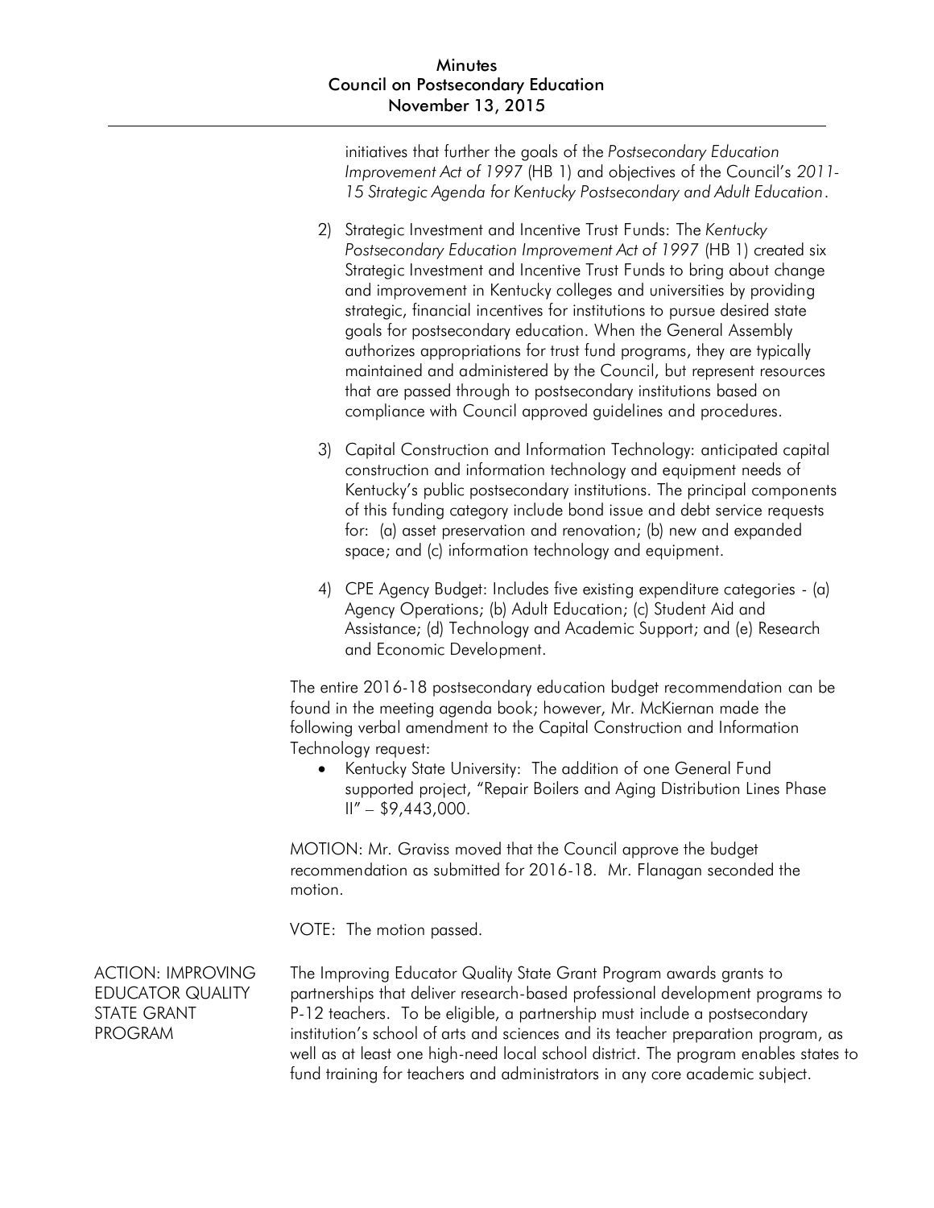initiatives that further the goals of the *Postsecondary Education Improvement Act of 1997* (HB 1) and objectives of the Council's *2011-15 Strategic Agenda for Kentucky Postsecondary and Adult Education*.

2) Strategic Investment and Incentive Trust Funds: The *Kentucky Postsecondary Education Improvement Act of 1997* (HB 1) created six Strategic Investment and Incentive Trust Funds to bring about change and improvement in Kentucky colleges and universities by providing strategic, financial incentives for institutions to pursue desired state goals for postsecondary education. When the General Assembly authorizes appropriations for trust fund programs, they are typically maintained and administered by the Council, but represent resources that are passed through to postsecondary institutions based on compliance with Council approved guidelines and procedures.

3) Capital Construction and Information Technology: anticipated capital construction and information technology and equipment needs of Kentucky's public postsecondary institutions. The principal components of this funding category include bond issue and debt service requests for: (a) asset preservation and renovation; (b) new and expanded space; and (c) information technology and equipment.

4) CPE Agency Budget: Includes five existing expenditure categories - (a) Agency Operations; (b) Adult Education; (c) Student Aid and Assistance; (d) Technology and Academic Support; and (e) Research and Economic Development.

The entire 2016-18 postsecondary education budget recommendation can be found in the meeting agenda book; however, Mr. McKiernan made the following verbal amendment to the Capital Construction and Information Technology request:

- Kentucky State University: The addition of one General Fund supported project, "Repair Boilers and Aging Distribution Lines Phase II" – $9,443,000.

MOTION: Mr. Graviss moved that the Council approve the budget recommendation as submitted for 2016-18. Mr. Flanagan seconded the motion.

VOTE: The motion passed.

ACTION: IMPROVING EDUCATOR QUALITY STATE GRANT PROGRAM

The Improving Educator Quality State Grant Program awards grants to partnerships that deliver research-based professional development programs to P-12 teachers. To be eligible, a partnership must include a postsecondary institution's school of arts and sciences and its teacher preparation program, as well as at least one high-need local school district. The program enables states to fund training for teachers and administrators in any core academic subject.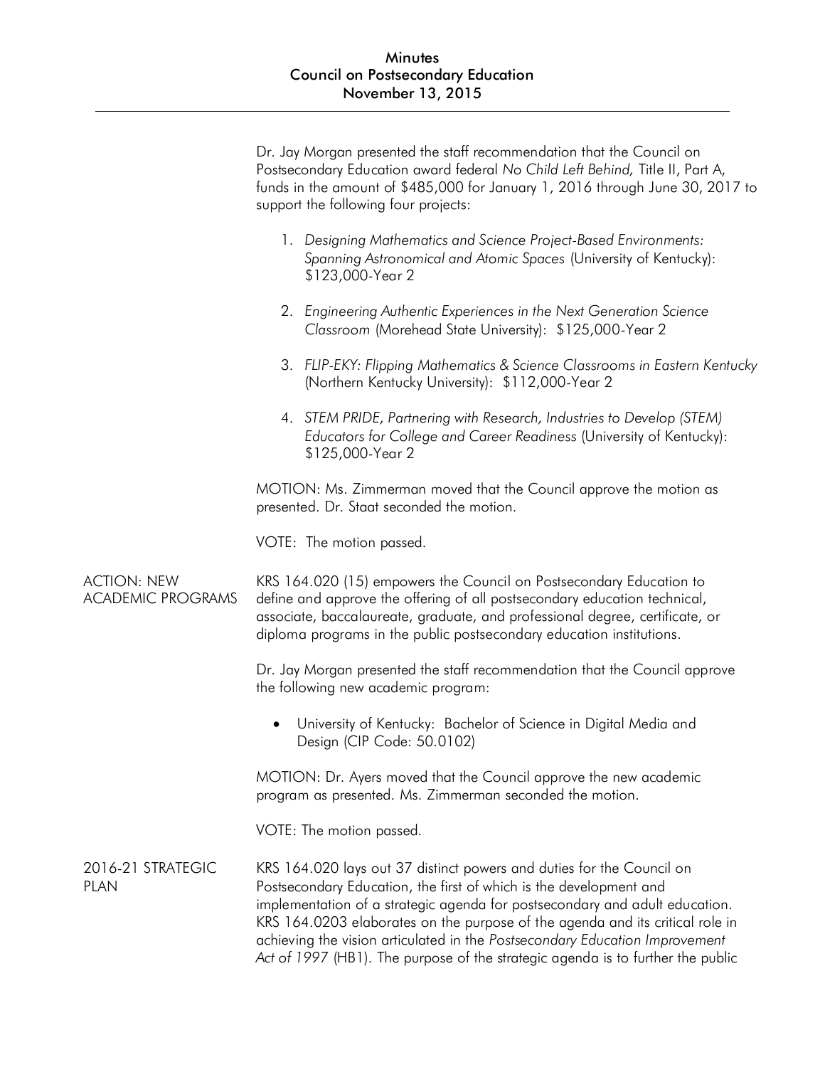Dr. Jay Morgan presented the staff recommendation that the Council on Postsecondary Education award federal *No Child Left Behind,* Title II, Part A, funds in the amount of $485,000 for January 1, 2016 through June 30, 2017 to support the following four projects:

1. *Designing Mathematics and Science Project-Based Environments: Spanning Astronomical and Atomic Spaces* (University of Kentucky): $123,000-Year 2

2. *Engineering Authentic Experiences in the Next Generation Science Classroom* (Morehead State University): $125,000-Year 2

3. *FLIP-EKY: Flipping Mathematics & Science Classrooms in Eastern Kentucky* (Northern Kentucky University): $112,000-Year 2

4. *STEM PRIDE, Partnering with Research, Industries to Develop (STEM) Educators for College and Career Readiness* (University of Kentucky): $125,000-Year 2

MOTION: Ms. Zimmerman moved that the Council approve the motion as presented. Dr. Staat seconded the motion.

VOTE: The motion passed.

## ACTION: NEW ACADEMIC PROGRAMS

KRS 164.020 (15) empowers the Council on Postsecondary Education to define and approve the offering of all postsecondary education technical, associate, baccalaureate, graduate, and professional degree, certificate, or diploma programs in the public postsecondary education institutions.

Dr. Jay Morgan presented the staff recommendation that the Council approve the following new academic program:

- University of Kentucky: Bachelor of Science in Digital Media and Design (CIP Code: 50.0102)

MOTION: Dr. Ayers moved that the Council approve the new academic program as presented. Ms. Zimmerman seconded the motion.

VOTE: The motion passed.

## 2016-21 STRATEGIC PLAN

KRS 164.020 lays out 37 distinct powers and duties for the Council on Postsecondary Education, the first of which is the development and implementation of a strategic agenda for postsecondary and adult education. KRS 164.0203 elaborates on the purpose of the agenda and its critical role in achieving the vision articulated in the *Postsecondary Education Improvement Act of 1997* (HB1). The purpose of the strategic agenda is to further the public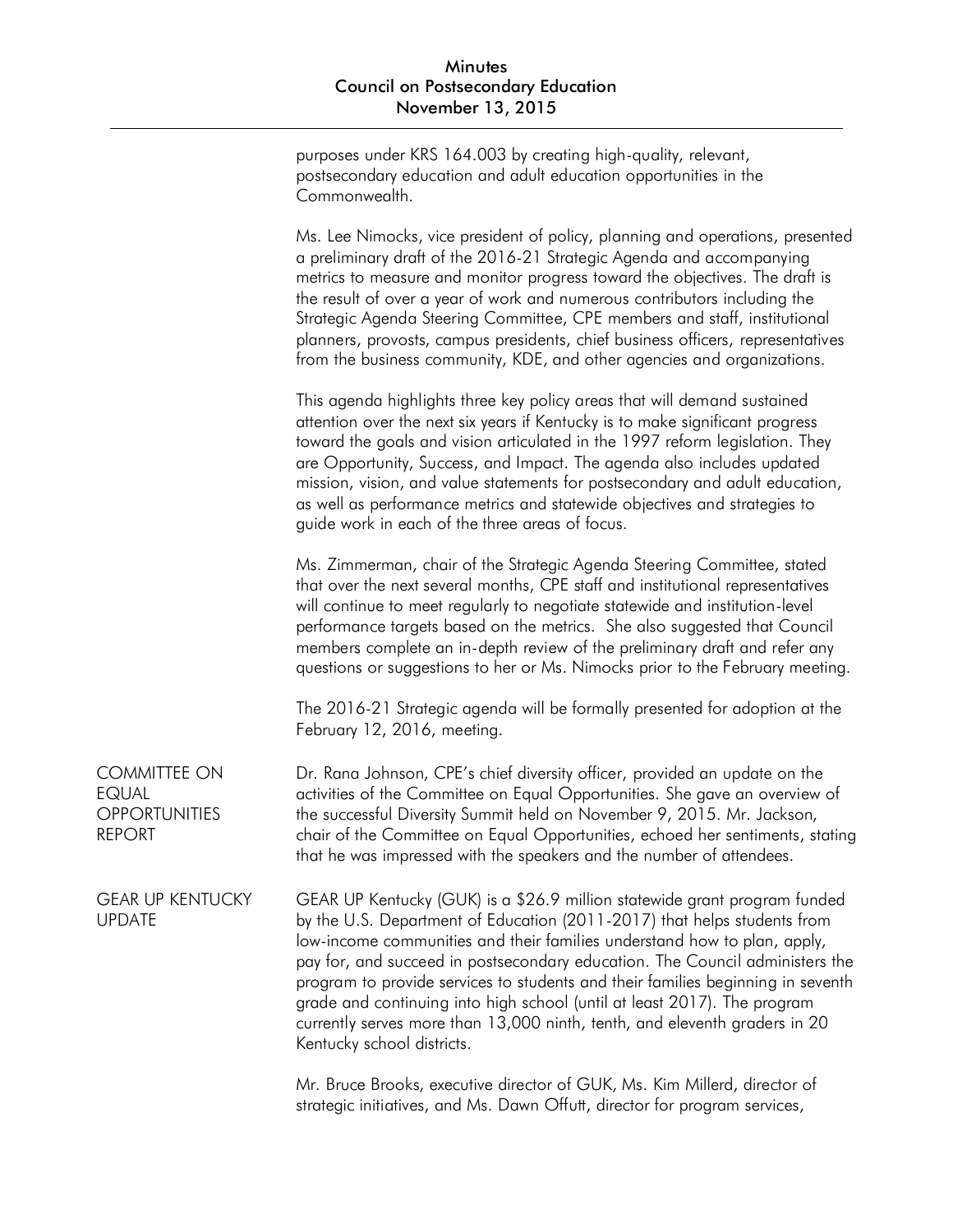purposes under KRS 164.003 by creating high-quality, relevant, postsecondary education and adult education opportunities in the Commonwealth.

Ms. Lee Nimocks, vice president of policy, planning and operations, presented a preliminary draft of the 2016-21 Strategic Agenda and accompanying metrics to measure and monitor progress toward the objectives. The draft is the result of over a year of work and numerous contributors including the Strategic Agenda Steering Committee, CPE members and staff, institutional planners, provosts, campus presidents, chief business officers, representatives from the business community, KDE, and other agencies and organizations.

This agenda highlights three key policy areas that will demand sustained attention over the next six years if Kentucky is to make significant progress toward the goals and vision articulated in the 1997 reform legislation. They are Opportunity, Success, and Impact. The agenda also includes updated mission, vision, and value statements for postsecondary and adult education, as well as performance metrics and statewide objectives and strategies to guide work in each of the three areas of focus.

Ms. Zimmerman, chair of the Strategic Agenda Steering Committee, stated that over the next several months, CPE staff and institutional representatives will continue to meet regularly to negotiate statewide and institution-level performance targets based on the metrics. She also suggested that Council members complete an in-depth review of the preliminary draft and refer any questions or suggestions to her or Ms. Nimocks prior to the February meeting.

The 2016-21 Strategic agenda will be formally presented for adoption at the February 12, 2016, meeting.

## COMMITTEE ON EQUAL OPPORTUNITIES REPORT

Dr. Rana Johnson, CPE's chief diversity officer, provided an update on the activities of the Committee on Equal Opportunities. She gave an overview of the successful Diversity Summit held on November 9, 2015. Mr. Jackson, chair of the Committee on Equal Opportunities, echoed her sentiments, stating that he was impressed with the speakers and the number of attendees.

## GEAR UP KENTUCKY UPDATE

GEAR UP Kentucky (GUK) is a $26.9 million statewide grant program funded by the U.S. Department of Education (2011-2017) that helps students from low-income communities and their families understand how to plan, apply, pay for, and succeed in postsecondary education. The Council administers the program to provide services to students and their families beginning in seventh grade and continuing into high school (until at least 2017). The program currently serves more than 13,000 ninth, tenth, and eleventh graders in 20 Kentucky school districts.

Mr. Bruce Brooks, executive director of GUK, Ms. Kim Millerd, director of strategic initiatives, and Ms. Dawn Offutt, director for program services,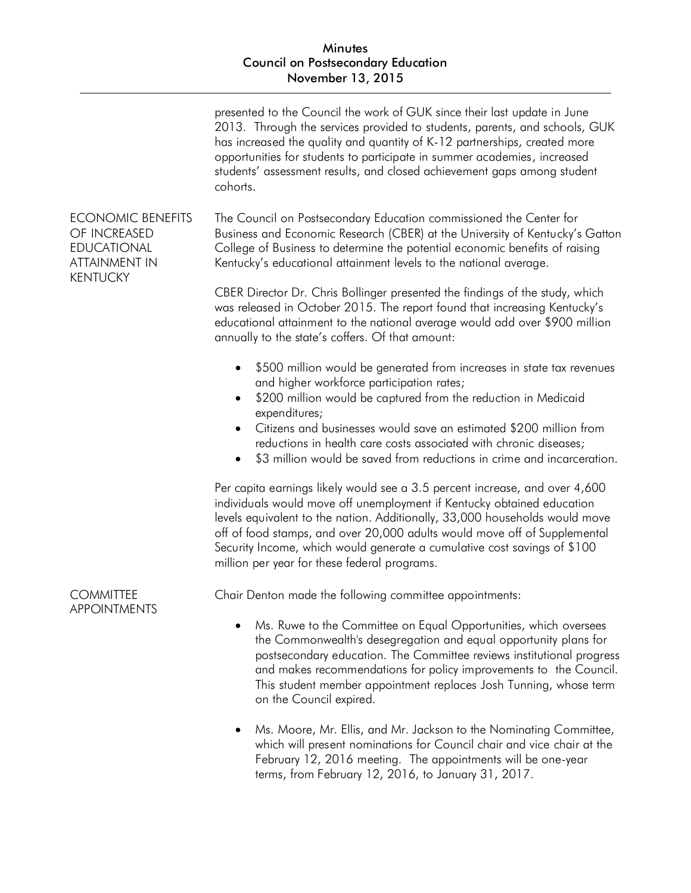presented to the Council the work of GUK since their last update in June 2013. Through the services provided to students, parents, and schools, GUK has increased the quality and quantity of K-12 partnerships, created more opportunities for students to participate in summer academies, increased students' assessment results, and closed achievement gaps among student cohorts.

## ECONOMIC BENEFITS OF INCREASED EDUCATIONAL ATTAINMENT IN KENTUCKY

The Council on Postsecondary Education commissioned the Center for Business and Economic Research (CBER) at the University of Kentucky's Gatton College of Business to determine the potential economic benefits of raising Kentucky's educational attainment levels to the national average.

CBER Director Dr. Chris Bollinger presented the findings of the study, which was released in October 2015. The report found that increasing Kentucky's educational attainment to the national average would add over $900 million annually to the state's coffers. Of that amount:

- $500 million would be generated from increases in state tax revenues and higher workforce participation rates;
- $200 million would be captured from the reduction in Medicaid expenditures;
- Citizens and businesses would save an estimated $200 million from reductions in health care costs associated with chronic diseases;
- $3 million would be saved from reductions in crime and incarceration.

Per capita earnings likely would see a 3.5 percent increase, and over 4,600 individuals would move off unemployment if Kentucky obtained education levels equivalent to the nation. Additionally, 33,000 households would move off of food stamps, and over 20,000 adults would move off of Supplemental Security Income, which would generate a cumulative cost savings of $100 million per year for these federal programs.

## COMMITTEE APPOINTMENTS

Chair Denton made the following committee appointments:

- Ms. Ruwe to the Committee on Equal Opportunities, which oversees the Commonwealth's desegregation and equal opportunity plans for postsecondary education. The Committee reviews institutional progress and makes recommendations for policy improvements to the Council. This student member appointment replaces Josh Tunning, whose term on the Council expired.

- Ms. Moore, Mr. Ellis, and Mr. Jackson to the Nominating Committee, which will present nominations for Council chair and vice chair at the February 12, 2016 meeting. The appointments will be one-year terms, from February 12, 2016, to January 31, 2017.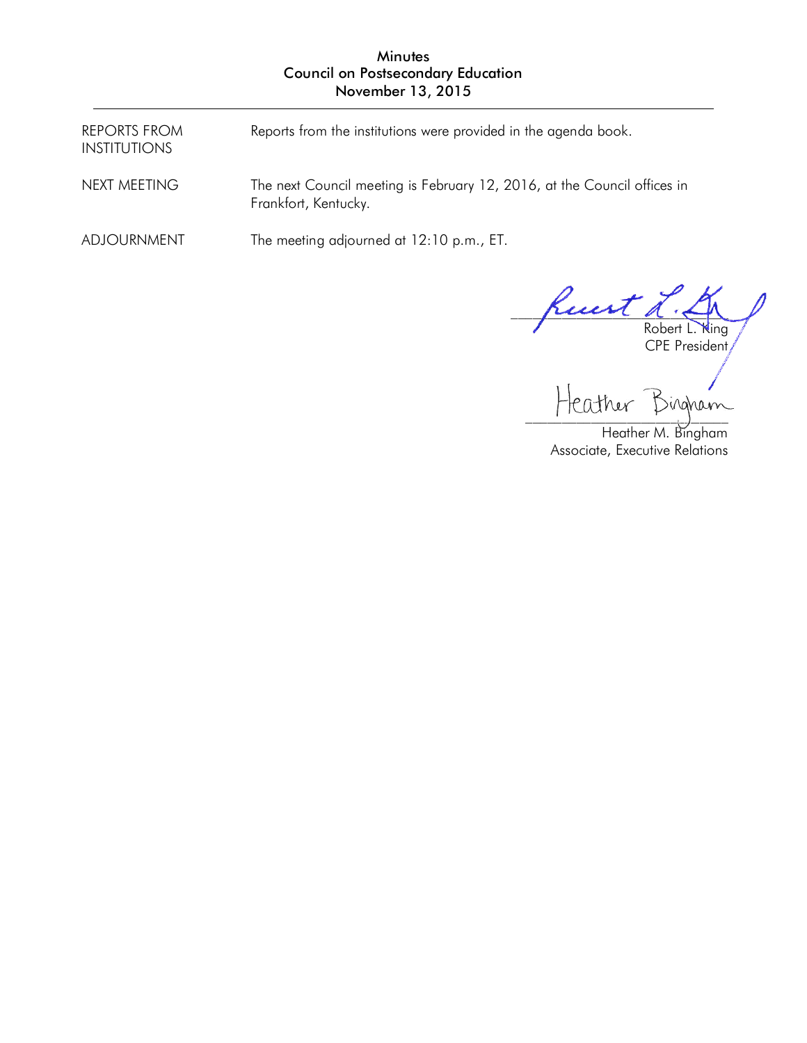REPORTS FROM INSTITUTIONS — Reports from the institutions were provided in the agenda book.

NEXT MEETING — The next Council meeting is February 12, 2016, at the Council offices in Frankfort, Kentucky.

ADJOURNMENT — The meeting adjourned at 12:10 p.m., ET.

Robert L. King
CPE President

Heather M. Bingham
Associate, Executive Relations